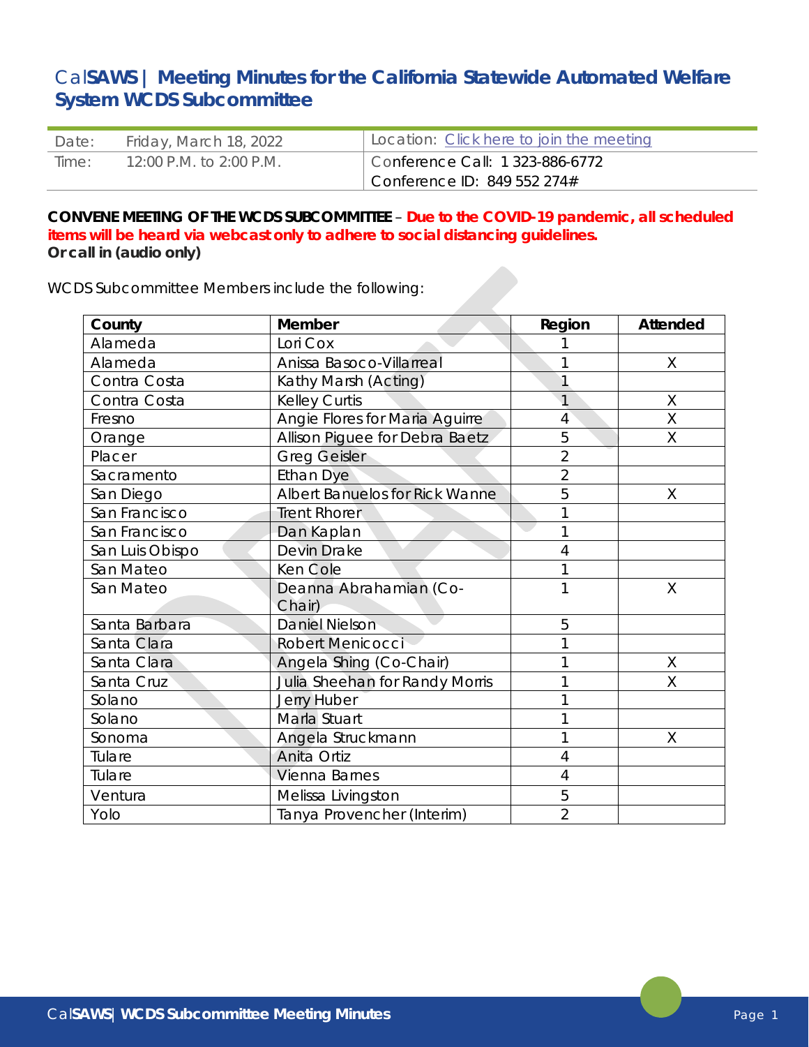# Cal**SAWS** | Meeting Minutes for the California Statewide Automated Welfare System WCDS Subcommittee

| Date: | Friday, March 18, 2022 | Location: [Click here to join the meeting]() |
|---|---|---|
| Time: | 12:00 P.M. to 2:00 P.M. | Conference Call: 1 323-886-6772<br>Conference ID: 849 552 274# |

**CONVENE MEETING OF THE WCDS SUBCOMMITTEE** – **Due to the COVID-19 pandemic, all scheduled items will be heard via webcast only to adhere to social distancing guidelines.**
**Or call in (audio only)**

WCDS Subcommittee Members include the following:

| County | Member | Region | Attended |
|---|---|---|---|
| Alameda | Lori Cox | 1 | |
| Alameda | Anissa Basoco-Villarreal | 1 | X |
| Contra Costa | Kathy Marsh (Acting) | 1 | |
| Contra Costa | Kelley Curtis | 1 | X |
| Fresno | Angie Flores for Maria Aguirre | 4 | X |
| Orange | Allison Piguee for Debra Baetz | 5 | X |
| Placer | Greg Geisler | 2 | |
| Sacramento | Ethan Dye | 2 | |
| San Diego | Albert Banuelos for Rick Wanne | 5 | X |
| San Francisco | Trent Rhorer | 1 | |
| San Francisco | Dan Kaplan | 1 | |
| San Luis Obispo | Devin Drake | 4 | |
| San Mateo | Ken Cole | 1 | |
| San Mateo | Deanna Abrahamian (Co-Chair) | 1 | X |
| Santa Barbara | Daniel Nielson | 5 | |
| Santa Clara | Robert Menicocci | 1 | |
| Santa Clara | Angela Shing (Co-Chair) | 1 | X |
| Santa Cruz | Julia Sheehan for Randy Morris | 1 | X |
| Solano | Jerry Huber | 1 | |
| Solano | Marla Stuart | 1 | |
| Sonoma | Angela Struckmann | 1 | X |
| Tulare | Anita Ortiz | 4 | |
| Tulare | Vienna Barnes | 4 | |
| Ventura | Melissa Livingston | 5 | |
| Yolo | Tanya Provencher (Interim) | 2 | |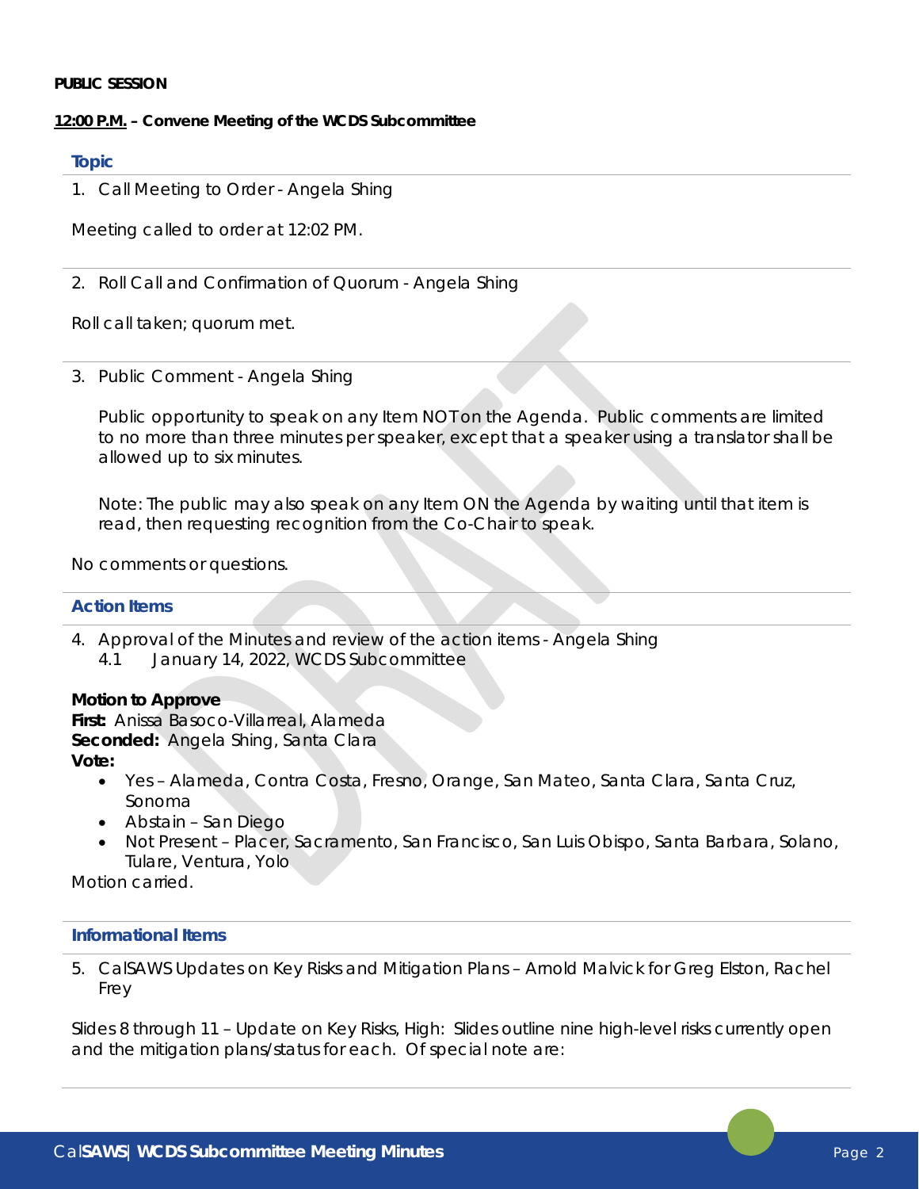**PUBLIC SESSION**

**12:00 P.M. – Convene Meeting of the WCDS Subcommittee**

### Topic

1. Call Meeting to Order - Angela Shing

Meeting called to order at 12:02 PM.

2. Roll Call and Confirmation of Quorum - Angela Shing

Roll call taken; quorum met.

3. Public Comment - Angela Shing

   Public opportunity to speak on any Item NOT on the Agenda. Public comments are limited to no more than three minutes per speaker, except that a speaker using a translator shall be allowed up to six minutes.

   Note: The public may also speak on any Item ON the Agenda by waiting until that item is read, then requesting recognition from the Co-Chair to speak.

No comments or questions.

### Action Items

4. Approval of the Minutes and review of the action items - Angela Shing
   4.1 January 14, 2022, WCDS Subcommittee

**Motion to Approve**
**First:** Anissa Basoco-Villarreal, Alameda
**Seconded:** Angela Shing, Santa Clara
**Vote:**

- Yes – Alameda, Contra Costa, Fresno, Orange, San Mateo, Santa Clara, Santa Cruz, Sonoma
- Abstain – San Diego
- Not Present – Placer, Sacramento, San Francisco, San Luis Obispo, Santa Barbara, Solano, Tulare, Ventura, Yolo

Motion carried.

### Informational Items

5. CalSAWS Updates on Key Risks and Mitigation Plans – Arnold Malvick for Greg Elston, Rachel Frey

Slides 8 through 11 – Update on Key Risks, High: Slides outline nine high-level risks currently open and the mitigation plans/status for each. Of special note are: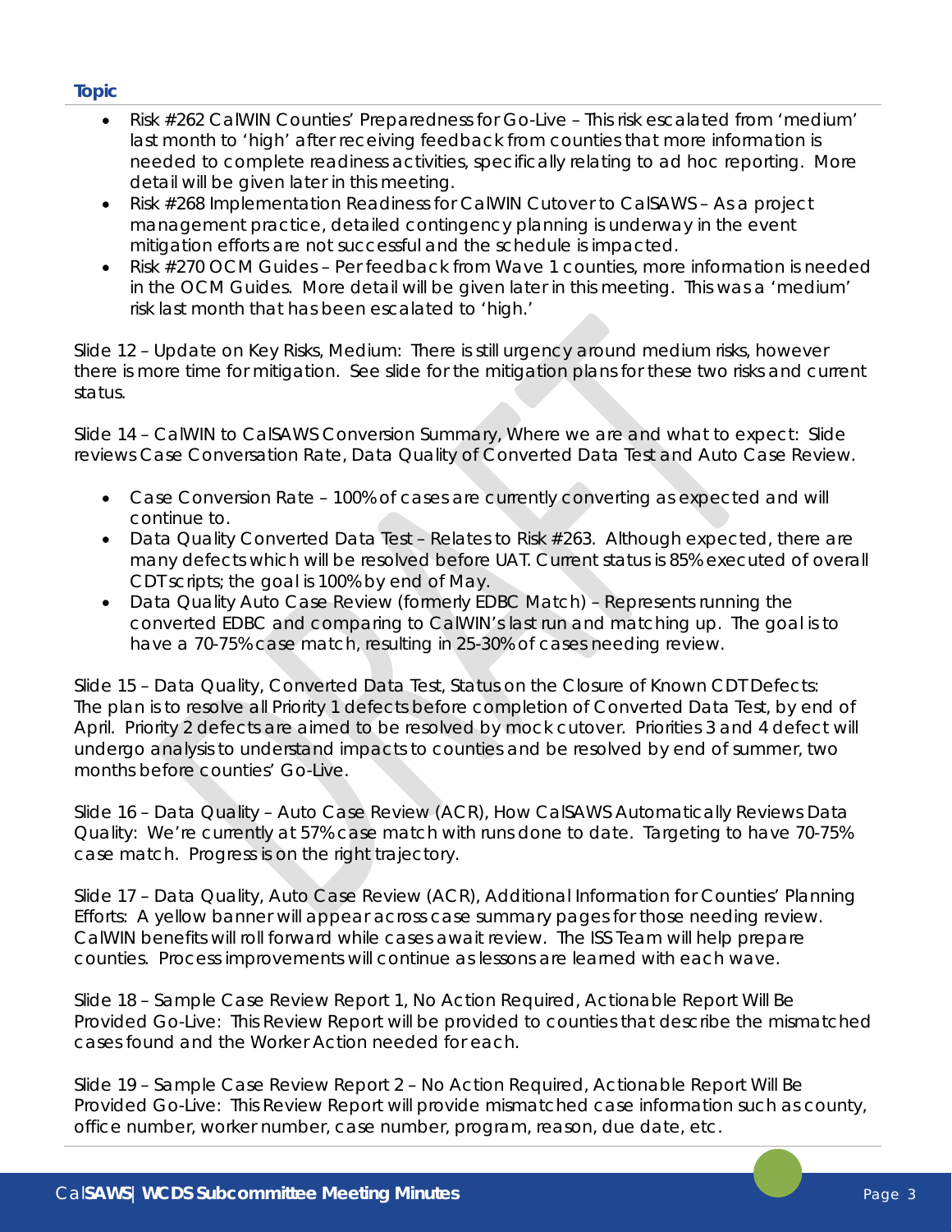**Topic**

- Risk #262 CalWIN Counties' Preparedness for Go-Live – This risk escalated from 'medium' last month to 'high' after receiving feedback from counties that more information is needed to complete readiness activities, specifically relating to ad hoc reporting. More detail will be given later in this meeting.
- Risk #268 Implementation Readiness for CalWIN Cutover to CalSAWS – As a project management practice, detailed contingency planning is underway in the event mitigation efforts are not successful and the schedule is impacted.
- Risk #270 OCM Guides – Per feedback from Wave 1 counties, more information is needed in the OCM Guides. More detail will be given later in this meeting. This was a 'medium' risk last month that has been escalated to 'high.'

Slide 12 – Update on Key Risks, Medium: There is still urgency around medium risks, however there is more time for mitigation. See slide for the mitigation plans for these two risks and current status.

Slide 14 – CalWIN to CalSAWS Conversion Summary, Where we are and what to expect: Slide reviews Case Conversation Rate, Data Quality of Converted Data Test and Auto Case Review.

- Case Conversion Rate – 100% of cases are currently converting as expected and will continue to.
- Data Quality Converted Data Test – Relates to Risk #263. Although expected, there are many defects which will be resolved before UAT. Current status is 85% executed of overall CDT scripts; the goal is 100% by end of May.
- Data Quality Auto Case Review (formerly EDBC Match) – Represents running the converted EDBC and comparing to CalWIN's last run and matching up. The goal is to have a 70-75% case match, resulting in 25-30% of cases needing review.

Slide 15 – Data Quality, Converted Data Test, Status on the Closure of Known CDT Defects: The plan is to resolve all Priority 1 defects before completion of Converted Data Test, by end of April. Priority 2 defects are aimed to be resolved by mock cutover. Priorities 3 and 4 defect will undergo analysis to understand impacts to counties and be resolved by end of summer, two months before counties' Go-Live.

Slide 16 – Data Quality – Auto Case Review (ACR), How CalSAWS Automatically Reviews Data Quality: We're currently at 57% case match with runs done to date. Targeting to have 70-75% case match. Progress is on the right trajectory.

Slide 17 – Data Quality, Auto Case Review (ACR), Additional Information for Counties' Planning Efforts: A yellow banner will appear across case summary pages for those needing review. CalWIN benefits will roll forward while cases await review. The ISS Team will help prepare counties. Process improvements will continue as lessons are learned with each wave.

Slide 18 – Sample Case Review Report 1, No Action Required, Actionable Report Will Be Provided Go-Live: This Review Report will be provided to counties that describe the mismatched cases found and the Worker Action needed for each.

Slide 19 – Sample Case Review Report 2 – No Action Required, Actionable Report Will Be Provided Go-Live: This Review Report will provide mismatched case information such as county, office number, worker number, case number, program, reason, due date, etc.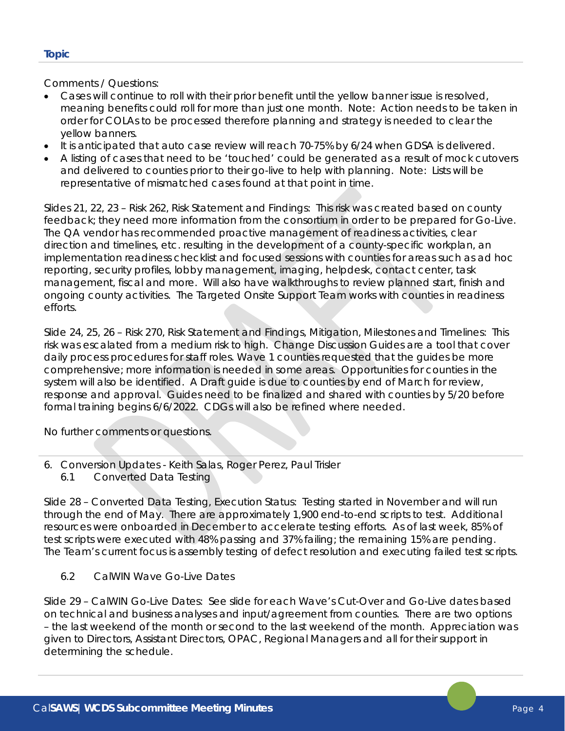**Topic**

Comments / Questions:

- Cases will continue to roll with their prior benefit until the yellow banner issue is resolved, meaning benefits could roll for more than just one month. Note: Action needs to be taken in order for COLAs to be processed therefore planning and strategy is needed to clear the yellow banners.
- It is anticipated that auto case review will reach 70-75% by 6/24 when GDSA is delivered.
- A listing of cases that need to be 'touched' could be generated as a result of mock cutovers and delivered to counties prior to their go-live to help with planning. Note: Lists will be representative of mismatched cases found at that point in time.

Slides 21, 22, 23 – Risk 262, Risk Statement and Findings: This risk was created based on county feedback; they need more information from the consortium in order to be prepared for Go-Live. The QA vendor has recommended proactive management of readiness activities, clear direction and timelines, etc. resulting in the development of a county-specific workplan, an implementation readiness checklist and focused sessions with counties for areas such as ad hoc reporting, security profiles, lobby management, imaging, helpdesk, contact center, task management, fiscal and more. Will also have walkthroughs to review planned start, finish and ongoing county activities. The Targeted Onsite Support Team works with counties in readiness efforts.

Slide 24, 25, 26 – Risk 270, Risk Statement and Findings, Mitigation, Milestones and Timelines: This risk was escalated from a medium risk to high. Change Discussion Guides are a tool that cover daily process procedures for staff roles. Wave 1 counties requested that the guides be more comprehensive; more information is needed in some areas. Opportunities for counties in the system will also be identified. A Draft guide is due to counties by end of March for review, response and approval. Guides need to be finalized and shared with counties by 5/20 before formal training begins 6/6/2022. CDGs will also be refined where needed.

No further comments or questions.

6. Conversion Updates - Keith Salas, Roger Perez, Paul Trisler
   6.1 Converted Data Testing

Slide 28 – Converted Data Testing, Execution Status: Testing started in November and will run through the end of May. There are approximately 1,900 end-to-end scripts to test. Additional resources were onboarded in December to accelerate testing efforts. As of last week, 85% of test scripts were executed with 48% passing and 37% failing; the remaining 15% are pending. The Team's current focus is assembly testing of defect resolution and executing failed test scripts.

   6.2 CalWIN Wave Go-Live Dates

Slide 29 – CalWIN Go-Live Dates: See slide for each Wave's Cut-Over and Go-Live dates based on technical and business analyses and input/agreement from counties. There are two options – the last weekend of the month or second to the last weekend of the month. Appreciation was given to Directors, Assistant Directors, OPAC, Regional Managers and all for their support in determining the schedule.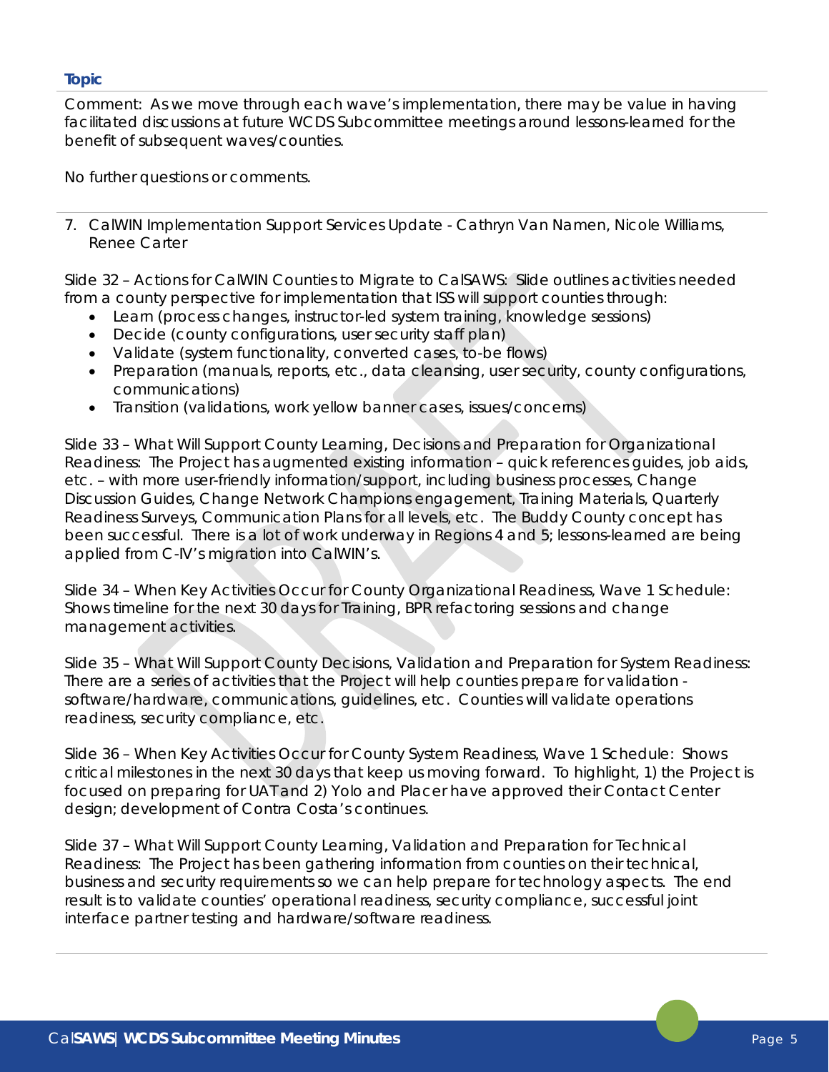**Topic**

Comment: As we move through each wave's implementation, there may be value in having facilitated discussions at future WCDS Subcommittee meetings around lessons-learned for the benefit of subsequent waves/counties.

No further questions or comments.

7. CalWIN Implementation Support Services Update - Cathryn Van Namen, Nicole Williams, Renee Carter

Slide 32 – Actions for CalWIN Counties to Migrate to CalSAWS: Slide outlines activities needed from a county perspective for implementation that ISS will support counties through:

- Learn (process changes, instructor-led system training, knowledge sessions)
- Decide (county configurations, user security staff plan)
- Validate (system functionality, converted cases, to-be flows)
- Preparation (manuals, reports, etc., data cleansing, user security, county configurations, communications)
- Transition (validations, work yellow banner cases, issues/concerns)

Slide 33 – What Will Support County Learning, Decisions and Preparation for Organizational Readiness: The Project has augmented existing information – quick references guides, job aids, etc. – with more user-friendly information/support, including business processes, Change Discussion Guides, Change Network Champions engagement, Training Materials, Quarterly Readiness Surveys, Communication Plans for all levels, etc. The Buddy County concept has been successful. There is a lot of work underway in Regions 4 and 5; lessons-learned are being applied from C-IV's migration into CalWIN's.

Slide 34 – When Key Activities Occur for County Organizational Readiness, Wave 1 Schedule: Shows timeline for the next 30 days for Training, BPR refactoring sessions and change management activities.

Slide 35 – What Will Support County Decisions, Validation and Preparation for System Readiness: There are a series of activities that the Project will help counties prepare for validation - software/hardware, communications, guidelines, etc. Counties will validate operations readiness, security compliance, etc.

Slide 36 – When Key Activities Occur for County System Readiness, Wave 1 Schedule: Shows critical milestones in the next 30 days that keep us moving forward. To highlight, 1) the Project is focused on preparing for UAT and 2) Yolo and Placer have approved their Contact Center design; development of Contra Costa's continues.

Slide 37 – What Will Support County Learning, Validation and Preparation for Technical Readiness: The Project has been gathering information from counties on their technical, business and security requirements so we can help prepare for technology aspects. The end result is to validate counties' operational readiness, security compliance, successful joint interface partner testing and hardware/software readiness.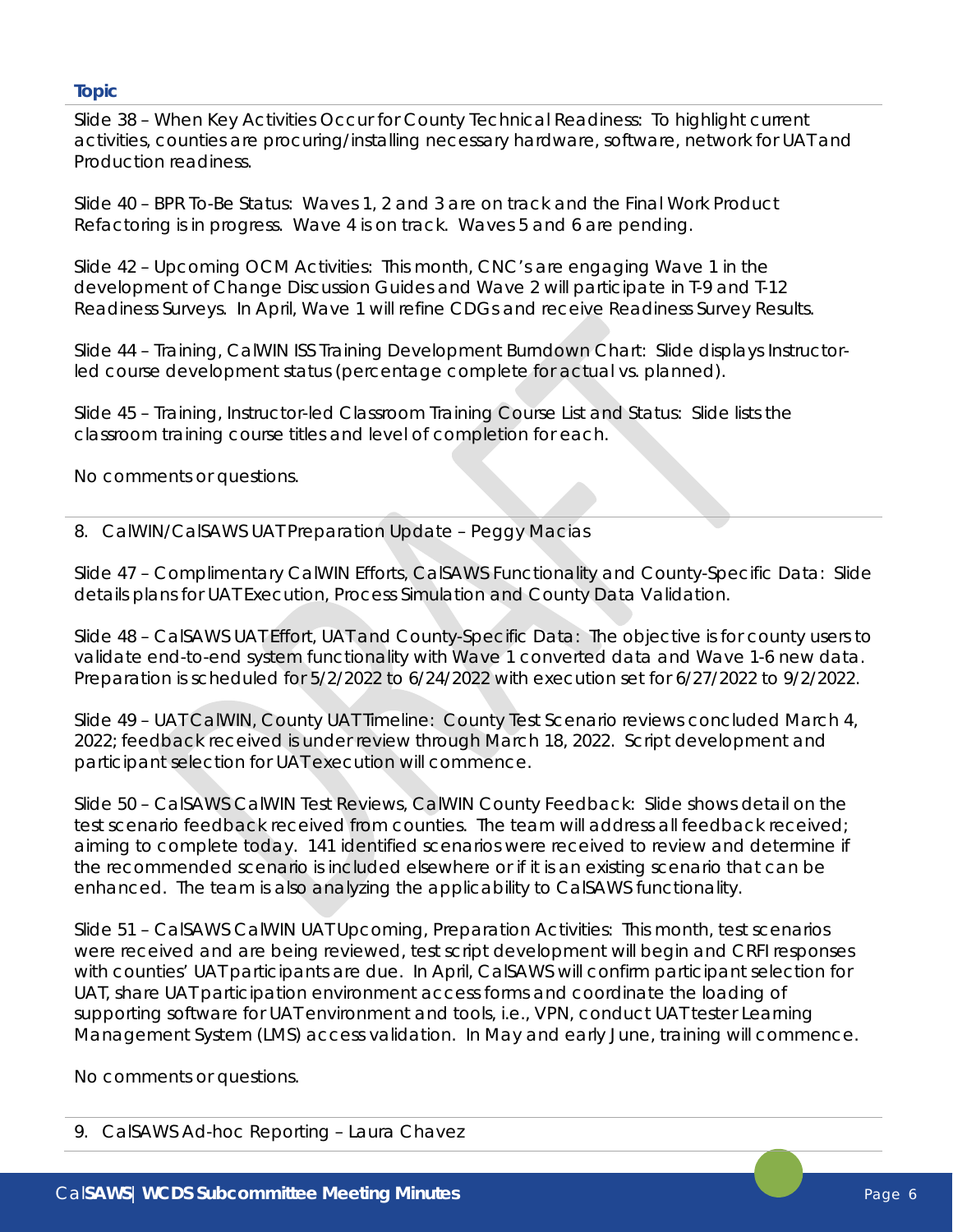**Topic**

Slide 38 – When Key Activities Occur for County Technical Readiness: To highlight current activities, counties are procuring/installing necessary hardware, software, network for UAT and Production readiness.

Slide 40 – BPR To-Be Status: Waves 1, 2 and 3 are on track and the Final Work Product Refactoring is in progress. Wave 4 is on track. Waves 5 and 6 are pending.

Slide 42 – Upcoming OCM Activities: This month, CNC's are engaging Wave 1 in the development of Change Discussion Guides and Wave 2 will participate in T-9 and T-12 Readiness Surveys. In April, Wave 1 will refine CDGs and receive Readiness Survey Results.

Slide 44 – Training, CalWIN ISS Training Development Burndown Chart: Slide displays Instructor-led course development status (percentage complete for actual vs. planned).

Slide 45 – Training, Instructor-led Classroom Training Course List and Status: Slide lists the classroom training course titles and level of completion for each.

No comments or questions.

8. CalWIN/CalSAWS UAT Preparation Update – Peggy Macias

Slide 47 – Complimentary CalWIN Efforts, CalSAWS Functionality and County-Specific Data: Slide details plans for UAT Execution, Process Simulation and County Data Validation.

Slide 48 – CalSAWS UAT Effort, UAT and County-Specific Data: The objective is for county users to validate end-to-end system functionality with Wave 1 converted data and Wave 1-6 new data. Preparation is scheduled for 5/2/2022 to 6/24/2022 with execution set for 6/27/2022 to 9/2/2022.

Slide 49 – UAT CalWIN, County UAT Timeline: County Test Scenario reviews concluded March 4, 2022; feedback received is under review through March 18, 2022. Script development and participant selection for UAT execution will commence.

Slide 50 – CalSAWS CalWIN Test Reviews, CalWIN County Feedback: Slide shows detail on the test scenario feedback received from counties. The team will address all feedback received; aiming to complete today. 141 identified scenarios were received to review and determine if the recommended scenario is included elsewhere or if it is an existing scenario that can be enhanced. The team is also analyzing the applicability to CalSAWS functionality.

Slide 51 – CalSAWS CalWIN UAT Upcoming, Preparation Activities: This month, test scenarios were received and are being reviewed, test script development will begin and CRFI responses with counties' UAT participants are due. In April, CalSAWS will confirm participant selection for UAT, share UAT participation environment access forms and coordinate the loading of supporting software for UAT environment and tools, i.e., VPN, conduct UAT tester Learning Management System (LMS) access validation. In May and early June, training will commence.

No comments or questions.

9. CalSAWS Ad-hoc Reporting – Laura Chavez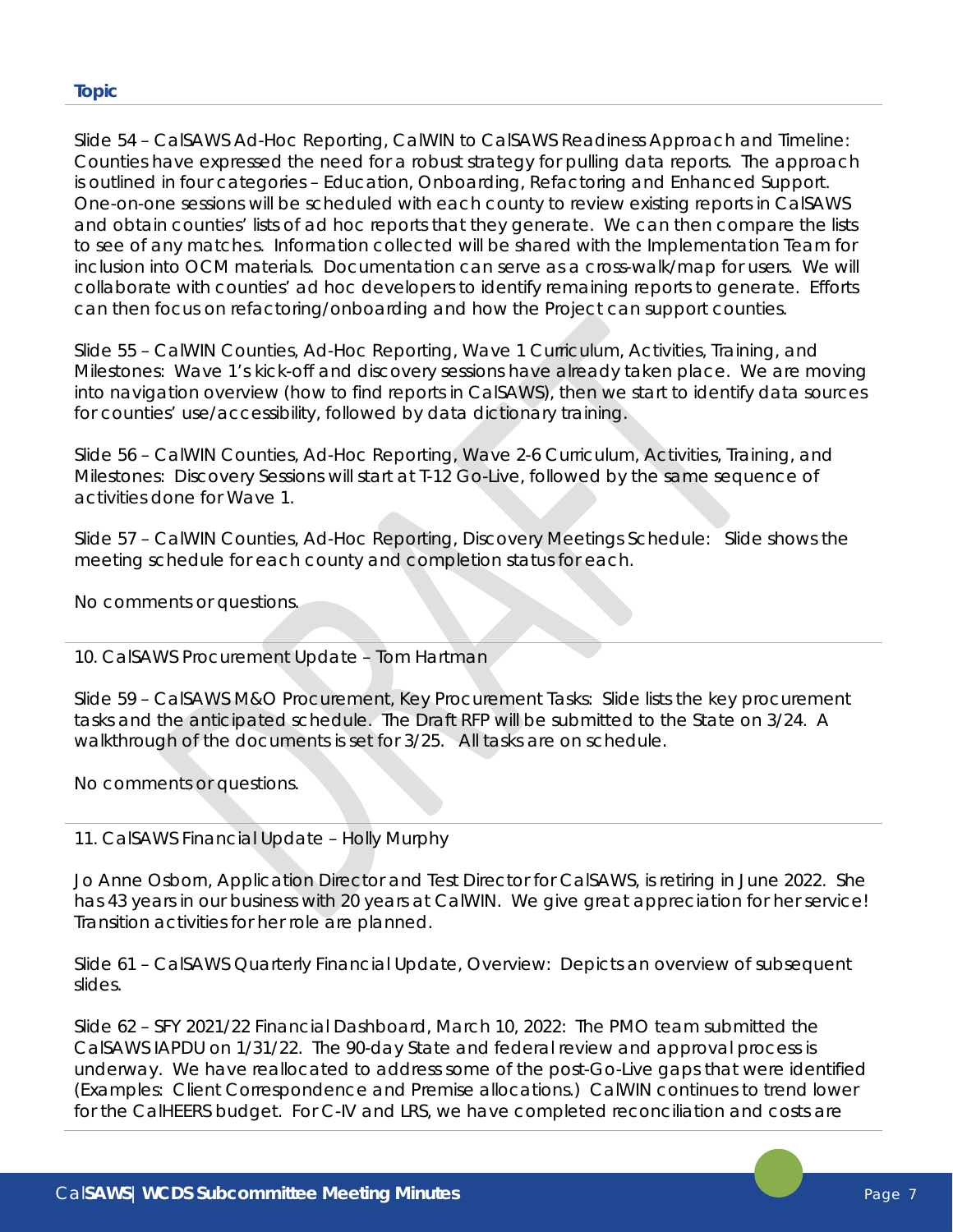**Topic**

Slide 54 – CalSAWS Ad-Hoc Reporting, CalWIN to CalSAWS Readiness Approach and Timeline: Counties have expressed the need for a robust strategy for pulling data reports. The approach is outlined in four categories – Education, Onboarding, Refactoring and Enhanced Support. One-on-one sessions will be scheduled with each county to review existing reports in CalSAWS and obtain counties' lists of ad hoc reports that they generate. We can then compare the lists to see of any matches. Information collected will be shared with the Implementation Team for inclusion into OCM materials. Documentation can serve as a cross-walk/map for users. We will collaborate with counties' ad hoc developers to identify remaining reports to generate. Efforts can then focus on refactoring/onboarding and how the Project can support counties.

Slide 55 – CalWIN Counties, Ad-Hoc Reporting, Wave 1 Curriculum, Activities, Training, and Milestones: Wave 1's kick-off and discovery sessions have already taken place. We are moving into navigation overview (how to find reports in CalSAWS), then we start to identify data sources for counties' use/accessibility, followed by data dictionary training.

Slide 56 – CalWIN Counties, Ad-Hoc Reporting, Wave 2-6 Curriculum, Activities, Training, and Milestones: Discovery Sessions will start at T-12 Go-Live, followed by the same sequence of activities done for Wave 1.

Slide 57 – CalWIN Counties, Ad-Hoc Reporting, Discovery Meetings Schedule: Slide shows the meeting schedule for each county and completion status for each.

No comments or questions.

---

10. CalSAWS Procurement Update – Tom Hartman

Slide 59 – CalSAWS M&O Procurement, Key Procurement Tasks: Slide lists the key procurement tasks and the anticipated schedule. The Draft RFP will be submitted to the State on 3/24. A walkthrough of the documents is set for 3/25. All tasks are on schedule.

No comments or questions.

---

11. CalSAWS Financial Update – Holly Murphy

Jo Anne Osborn, Application Director and Test Director for CalSAWS, is retiring in June 2022. She has 43 years in our business with 20 years at CalWIN. We give great appreciation for her service! Transition activities for her role are planned.

Slide 61 – CalSAWS Quarterly Financial Update, Overview: Depicts an overview of subsequent slides.

Slide 62 – SFY 2021/22 Financial Dashboard, March 10, 2022: The PMO team submitted the CalSAWS IAPDU on 1/31/22. The 90-day State and federal review and approval process is underway. We have reallocated to address some of the post-Go-Live gaps that were identified (Examples: Client Correspondence and Premise allocations.) CalWIN continues to trend lower for the CalHEERS budget. For C-IV and LRS, we have completed reconciliation and costs are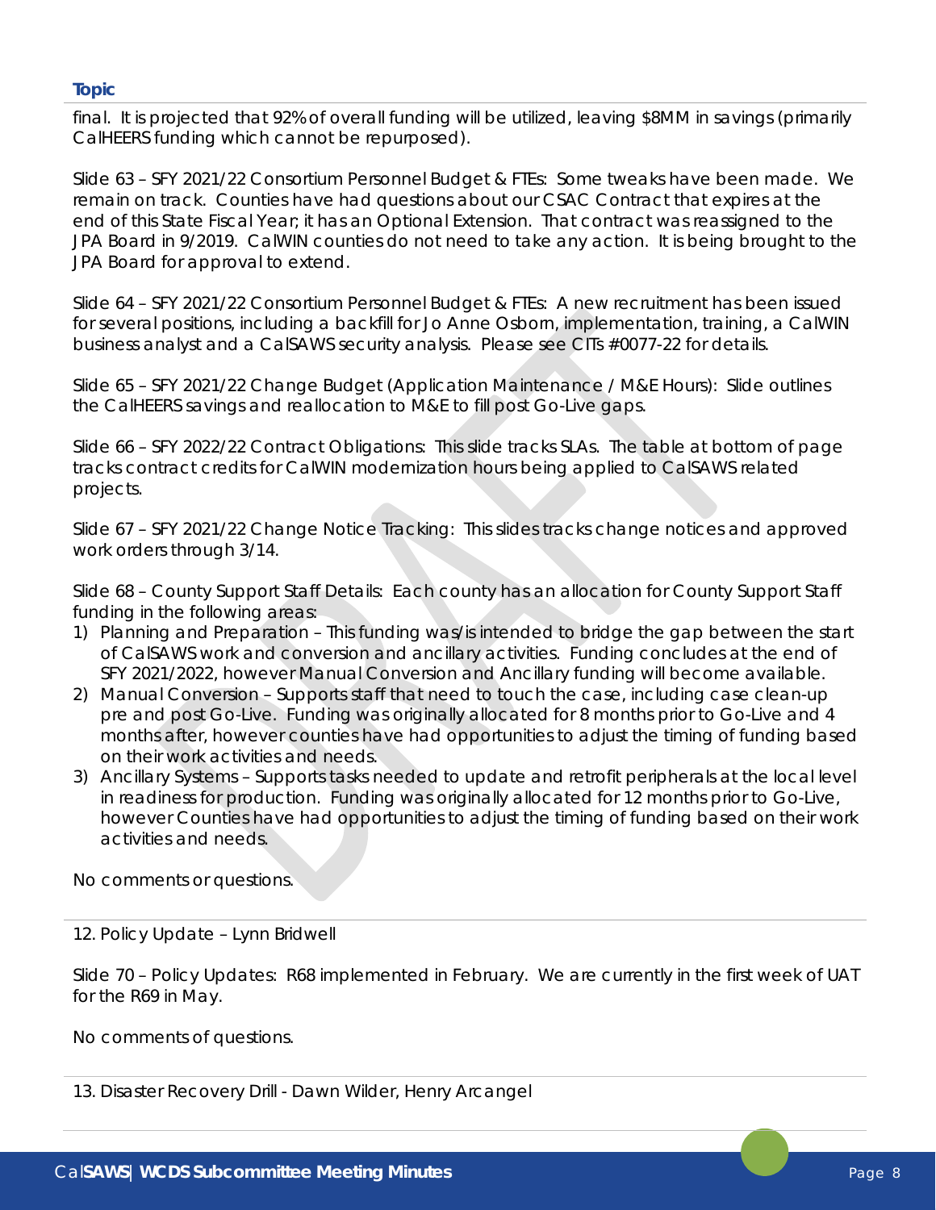**Topic**

final. It is projected that 92% of overall funding will be utilized, leaving $8MM in savings (primarily CalHEERS funding which cannot be repurposed).

Slide 63 – SFY 2021/22 Consortium Personnel Budget & FTEs: Some tweaks have been made. We remain on track. Counties have had questions about our CSAC Contract that expires at the end of this State Fiscal Year; it has an Optional Extension. That contract was reassigned to the JPA Board in 9/2019. CalWIN counties do not need to take any action. It is being brought to the JPA Board for approval to extend.

Slide 64 – SFY 2021/22 Consortium Personnel Budget & FTEs: A new recruitment has been issued for several positions, including a backfill for Jo Anne Osborn, implementation, training, a CalWIN business analyst and a CalSAWS security analysis. Please see CITs #0077-22 for details.

Slide 65 – SFY 2021/22 Change Budget (Application Maintenance / M&E Hours): Slide outlines the CalHEERS savings and reallocation to M&E to fill post Go-Live gaps.

Slide 66 – SFY 2022/22 Contract Obligations: This slide tracks SLAs. The table at bottom of page tracks contract credits for CalWIN modernization hours being applied to CalSAWS related projects.

Slide 67 – SFY 2021/22 Change Notice Tracking: This slides tracks change notices and approved work orders through 3/14.

Slide 68 – County Support Staff Details: Each county has an allocation for County Support Staff funding in the following areas:

1) Planning and Preparation – This funding was/is intended to bridge the gap between the start of CalSAWS work and conversion and ancillary activities. Funding concludes at the end of SFY 2021/2022, however Manual Conversion and Ancillary funding will become available.
2) Manual Conversion – Supports staff that need to touch the case, including case clean-up pre and post Go-Live. Funding was originally allocated for 8 months prior to Go-Live and 4 months after, however counties have had opportunities to adjust the timing of funding based on their work activities and needs.
3) Ancillary Systems – Supports tasks needed to update and retrofit peripherals at the local level in readiness for production. Funding was originally allocated for 12 months prior to Go-Live, however Counties have had opportunities to adjust the timing of funding based on their work activities and needs.

No comments or questions.

12. Policy Update – Lynn Bridwell

Slide 70 – Policy Updates: R68 implemented in February. We are currently in the first week of UAT for the R69 in May.

No comments of questions.

13. Disaster Recovery Drill - Dawn Wilder, Henry Arcangel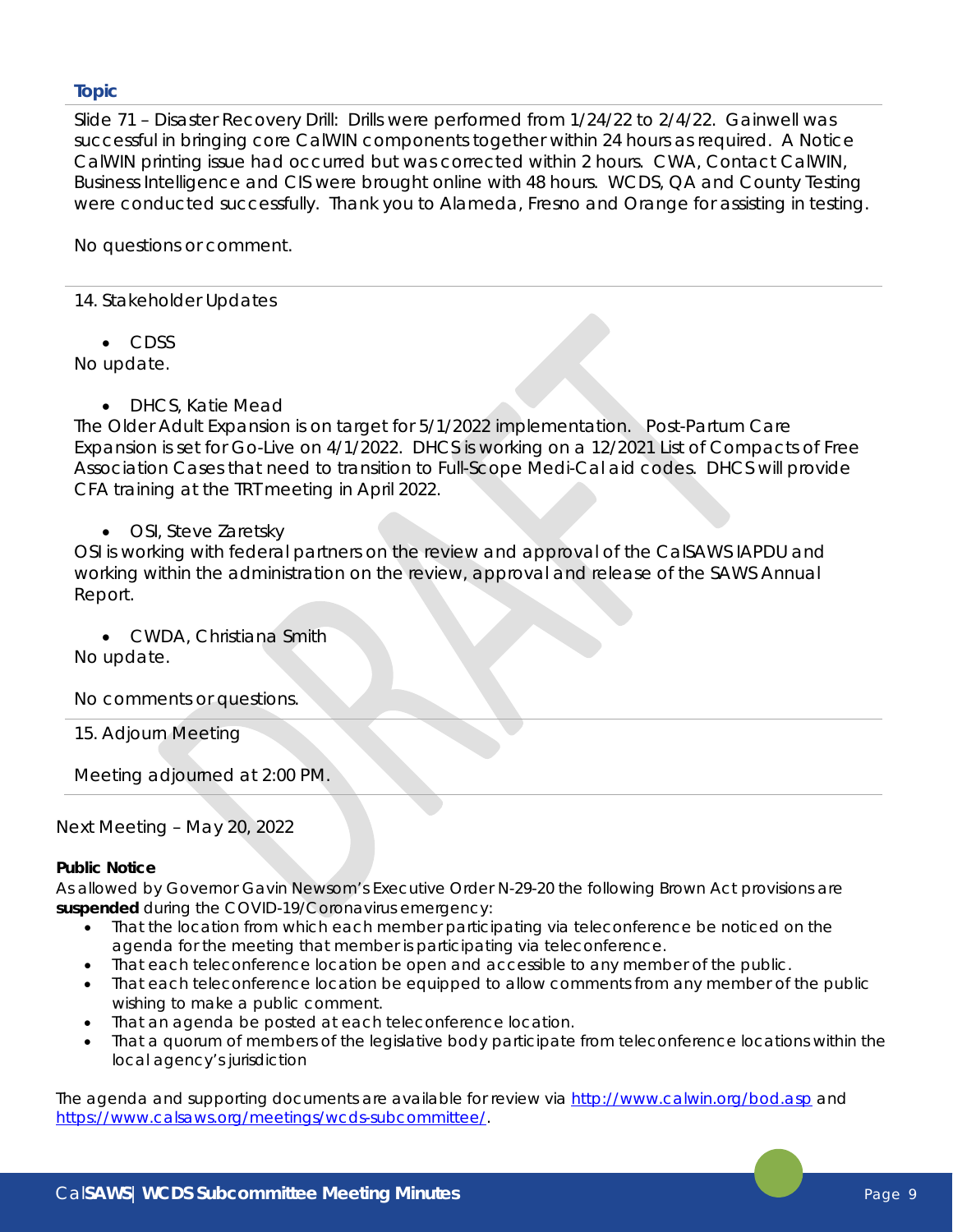**Topic**

Slide 71 – Disaster Recovery Drill: Drills were performed from 1/24/22 to 2/4/22. Gainwell was successful in bringing core CalWIN components together within 24 hours as required. A Notice CalWIN printing issue had occurred but was corrected within 2 hours. CWA, Contact CalWIN, Business Intelligence and CIS were brought online with 48 hours. WCDS, QA and County Testing were conducted successfully. Thank you to Alameda, Fresno and Orange for assisting in testing.

No questions or comment.

14. Stakeholder Updates

- CDSS

No update.

- DHCS, Katie Mead

The Older Adult Expansion is on target for 5/1/2022 implementation. Post-Partum Care Expansion is set for Go-Live on 4/1/2022. DHCS is working on a 12/2021 List of Compacts of Free Association Cases that need to transition to Full-Scope Medi-Cal aid codes. DHCS will provide CFA training at the TRT meeting in April 2022.

- OSI, Steve Zaretsky

OSI is working with federal partners on the review and approval of the CalSAWS IAPDU and working within the administration on the review, approval and release of the SAWS Annual Report.

- CWDA, Christiana Smith

No update.

No comments or questions.

15. Adjourn Meeting

Meeting adjourned at 2:00 PM.

Next Meeting – May 20, 2022

**Public Notice**

As allowed by Governor Gavin Newsom's Executive Order N-29-20 the following Brown Act provisions are **suspended** during the COVID-19/Coronavirus emergency:

- That the location from which each member participating via teleconference be noticed on the agenda for the meeting that member is participating via teleconference.
- That each teleconference location be open and accessible to any member of the public.
- That each teleconference location be equipped to allow comments from any member of the public wishing to make a public comment.
- That an agenda be posted at each teleconference location.
- That a quorum of members of the legislative body participate from teleconference locations within the local agency's jurisdiction

The agenda and supporting documents are available for review via [http://www.calwin.org/bod.asp](http://www.calwin.org/bod.asp) and [https://www.calsaws.org/meetings/wcds-subcommittee/](https://www.calsaws.org/meetings/wcds-subcommittee/).